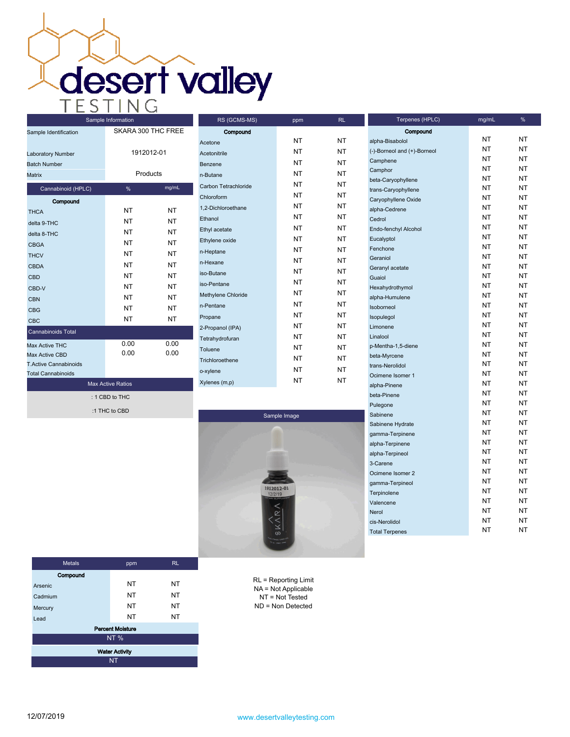# desert valley TESTING

| Sample Information | |
|---|---|
| Sample Identification | SKARA 300 THC FREE |
| Laboratory Number | 1912012-01 |
| Batch Number | |
| Matrix | Products |

| Cannabinoid (HPLC) | % | mg/mL |
|---|---|---|
| **Compound** | | |
| THCA | NT | NT |
| delta 9-THC | NT | NT |
| delta 8-THC | NT | NT |
| CBGA | NT | NT |
| THCV | NT | NT |
| CBDA | NT | NT |
| CBD | NT | NT |
| CBD-V | NT | NT |
| CBN | NT | NT |
| CBG | NT | NT |
| CBC | NT | NT |
| Cannabinoids Total | | |
| Max Active THC | 0.00 | 0.00 |
| Max Active CBD | 0.00 | 0.00 |
| T.Active Cannabinoids | | |
| Total Cannabinoids | | |

| Max Active Ratios |
|---|
| : 1 CBD to THC |
| :1 THC to CBD |

| RS (GCMS-MS) | ppm | RL |
|---|---|---|
| **Compound** | | |
| Acetone | NT | NT |
| Acetonitrile | NT | NT |
| Benzene | NT | NT |
| n-Butane | NT | NT |
| Carbon Tetrachloride | NT | NT |
| Chloroform | NT | NT |
| 1,2-Dichloroethane | NT | NT |
| Ethanol | NT | NT |
| Ethyl acetate | NT | NT |
| Ethylene oxide | NT | NT |
| n-Heptane | NT | NT |
| n-Hexane | NT | NT |
| iso-Butane | NT | NT |
| iso-Pentane | NT | NT |
| Methylene Chloride | NT | NT |
| n-Pentane | NT | NT |
| Propane | NT | NT |
| 2-Propanol (IPA) | NT | NT |
| Tetrahydrofuran | NT | NT |
| Toluene | NT | NT |
| Trichloroethene | NT | NT |
| o-xylene | NT | NT |
| Xylenes (m,p) | NT | NT |

Sample Image

| Terpenes (HPLC) | mg/mL | % |
|---|---|---|
| **Compound** | | |
| alpha-Bisabolol | NT | NT |
| (-)-Borneol and (+)-Borneol | NT | NT |
| Camphene | NT | NT |
| Camphor | NT | NT |
| beta-Caryophyllene | NT | NT |
| trans-Caryophyllene | NT | NT |
| Caryophyllene Oxide | NT | NT |
| alpha-Cedrene | NT | NT |
| Cedrol | NT | NT |
| Endo-fenchyl Alcohol | NT | NT |
| Eucalyptol | NT | NT |
| Fenchone | NT | NT |
| Geraniol | NT | NT |
| Geranyl acetate | NT | NT |
| Guaiol | NT | NT |
| Hexahydrothymol | NT | NT |
| alpha-Humulene | NT | NT |
| Isoborneol | NT | NT |
| Isopulegol | NT | NT |
| Limonene | NT | NT |
| Linalool | NT | NT |
| p-Mentha-1,5-diene | NT | NT |
| beta-Myrcene | NT | NT |
| trans-Nerolidol | NT | NT |
| Ocimene Isomer 1 | NT | NT |
| alpha-Pinene | NT | NT |
| beta-Pinene | NT | NT |
| Pulegone | NT | NT |
| Sabinene | NT | NT |
| Sabinene Hydrate | NT | NT |
| gamma-Terpinene | NT | NT |
| alpha-Terpinene | NT | NT |
| alpha-Terpineol | NT | NT |
| 3-Carene | NT | NT |
| Ocimene Isomer 2 | NT | NT |
| gamma-Terpineol | NT | NT |
| Terpinolene | NT | NT |
| Valencene | NT | NT |
| Nerol | NT | NT |
| cis-Nerolidol | NT | NT |
| Total Terpenes | NT | NT |

| Metals | ppm | RL |
|---|---|---|
| **Compound** | | |
| Arsenic | NT | NT |
| Cadmium | NT | NT |
| Mercury | NT | NT |
| Lead | NT | NT |

| Percent Moisture |
|---|
| NT % |

| Water Activity |
|---|
| NT |

RL = Reporting Limit
NA = Not Applicable
NT = Not Tested
ND = Non Detected

12/07/2019

www.desertvalleytesting.com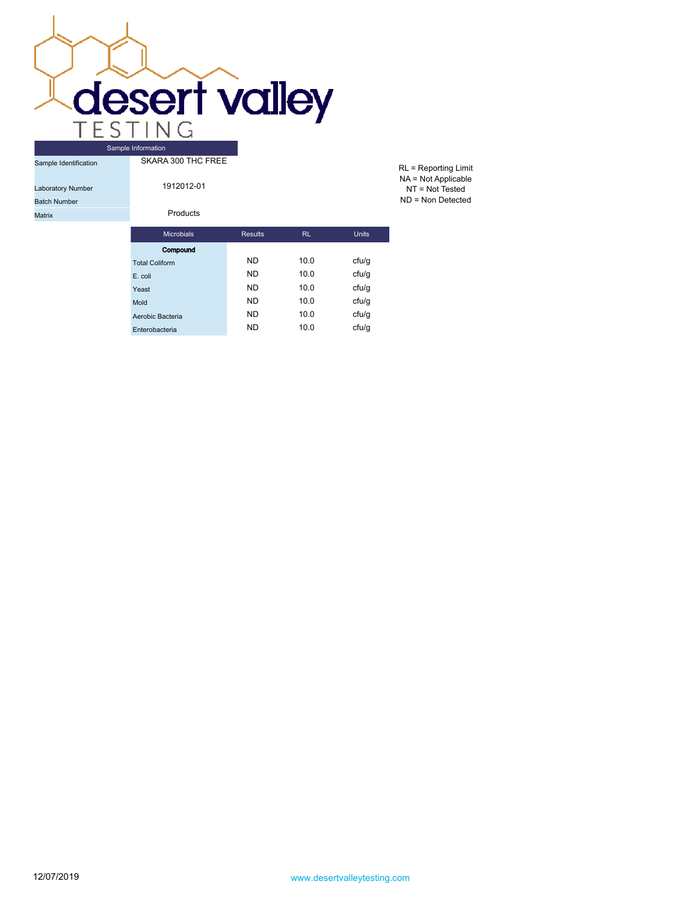desert valley

TESTING

| Sample Information | |
|---|---|
| Sample Identification | SKARA 300 THC FREE |
| Laboratory Number | 1912012-01 |
| Batch Number | |
| Matrix | Products |

RL = Reporting Limit
NA = Not Applicable
NT = Not Tested
ND = Non Detected

| Microbials | Results | RL | Units |
|---|---|---|---|
| **Compound** | | | |
| Total Coliform | ND | 10.0 | cfu/g |
| E. coli | ND | 10.0 | cfu/g |
| Yeast | ND | 10.0 | cfu/g |
| Mold | ND | 10.0 | cfu/g |
| Aerobic Bacteria | ND | 10.0 | cfu/g |
| Enterobacteria | ND | 10.0 | cfu/g |

12/07/2019

www.desertvalleytesting.com